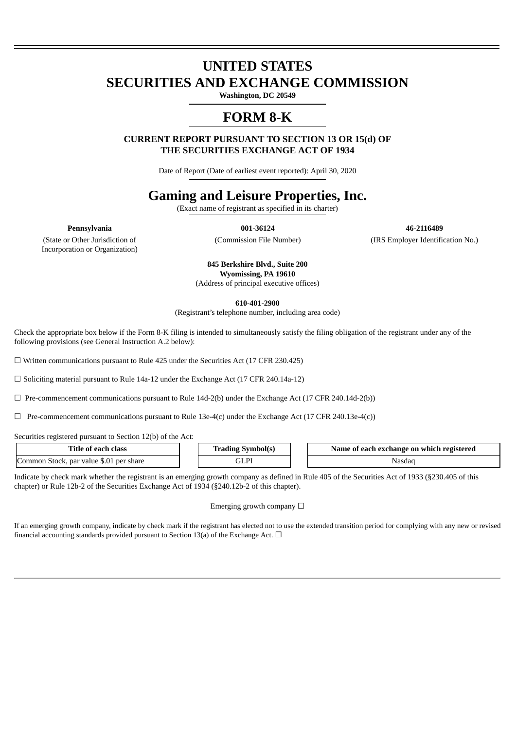# UNITED STATES
# SECURITIES AND EXCHANGE COMMISSION

**Washington, DC 20549**

# FORM 8-K

**CURRENT REPORT PURSUANT TO SECTION 13 OR 15(d) OF THE SECURITIES EXCHANGE ACT OF 1934**

Date of Report (Date of earliest event reported): April 30, 2020

# Gaming and Leisure Properties, Inc.

(Exact name of registrant as specified in its charter)

| **Pennsylvania** | **001-36124** | **46-2116489** |
|---|---|---|
| (State or Other Jurisdiction of Incorporation or Organization) | (Commission File Number) | (IRS Employer Identification No.) |

**845 Berkshire Blvd., Suite 200**
**Wyomissing, PA 19610**
(Address of principal executive offices)

**610-401-2900**
(Registrant's telephone number, including area code)

Check the appropriate box below if the Form 8-K filing is intended to simultaneously satisfy the filing obligation of the registrant under any of the following provisions (see General Instruction A.2 below):

☐ Written communications pursuant to Rule 425 under the Securities Act (17 CFR 230.425)

☐ Soliciting material pursuant to Rule 14a-12 under the Exchange Act (17 CFR 240.14a-12)

☐ Pre-commencement communications pursuant to Rule 14d-2(b) under the Exchange Act (17 CFR 240.14d-2(b))

☐ Pre-commencement communications pursuant to Rule 13e-4(c) under the Exchange Act (17 CFR 240.13e-4(c))

Securities registered pursuant to Section 12(b) of the Act:

| Title of each class | Trading Symbol(s) | Name of each exchange on which registered |
|---|---|---|
| Common Stock, par value $.01 per share | GLPI | Nasdaq |

Indicate by check mark whether the registrant is an emerging growth company as defined in Rule 405 of the Securities Act of 1933 (§230.405 of this chapter) or Rule 12b-2 of the Securities Exchange Act of 1934 (§240.12b-2 of this chapter).

Emerging growth company ☐

If an emerging growth company, indicate by check mark if the registrant has elected not to use the extended transition period for complying with any new or revised financial accounting standards provided pursuant to Section 13(a) of the Exchange Act. ☐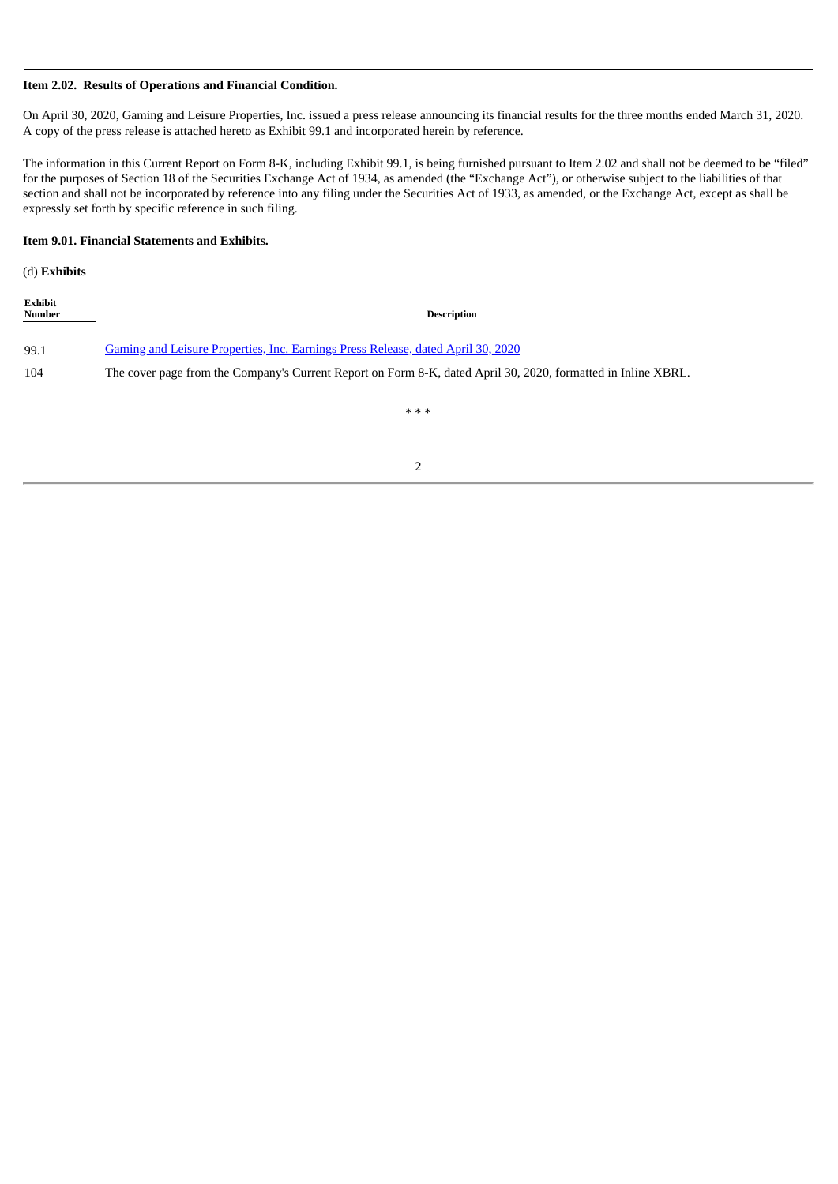**Item 2.02. Results of Operations and Financial Condition.**

On April 30, 2020, Gaming and Leisure Properties, Inc. issued a press release announcing its financial results for the three months ended March 31, 2020. A copy of the press release is attached hereto as Exhibit 99.1 and incorporated herein by reference.

The information in this Current Report on Form 8-K, including Exhibit 99.1, is being furnished pursuant to Item 2.02 and shall not be deemed to be "filed" for the purposes of Section 18 of the Securities Exchange Act of 1934, as amended (the "Exchange Act"), or otherwise subject to the liabilities of that section and shall not be incorporated by reference into any filing under the Securities Act of 1933, as amended, or the Exchange Act, except as shall be expressly set forth by specific reference in such filing.

**Item 9.01. Financial Statements and Exhibits.**

(d) **Exhibits**

| Exhibit Number | Description |
|---|---|
| 99.1 | Gaming and Leisure Properties, Inc. Earnings Press Release, dated April 30, 2020 |
| 104 | The cover page from the Company's Current Report on Form 8-K, dated April 30, 2020, formatted in Inline XBRL. |

\* \* \*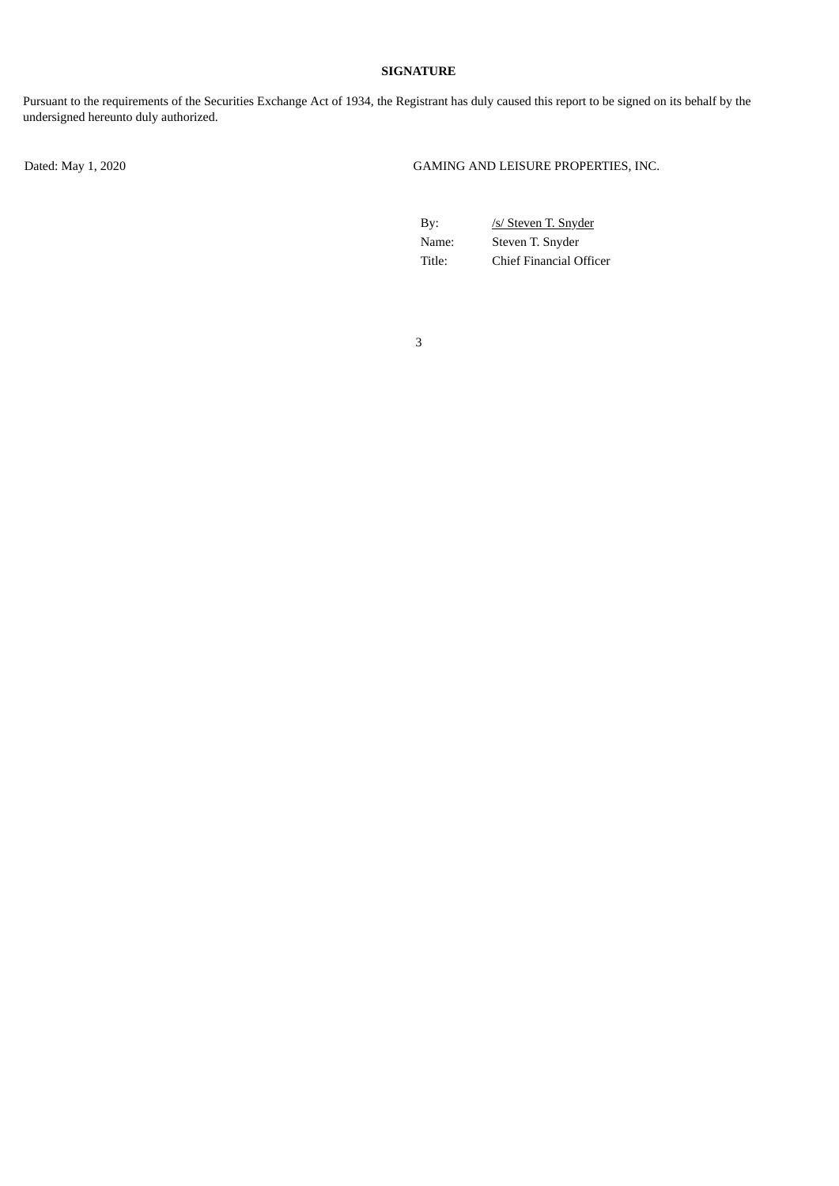**SIGNATURE**

Pursuant to the requirements of the Securities Exchange Act of 1934, the Registrant has duly caused this report to be signed on its behalf by the undersigned hereunto duly authorized.

Dated: May 1, 2020

GAMING AND LEISURE PROPERTIES, INC.

| | |
|---|---|
| By: | /s/ Steven T. Snyder |
| Name: | Steven T. Snyder |
| Title: | Chief Financial Officer |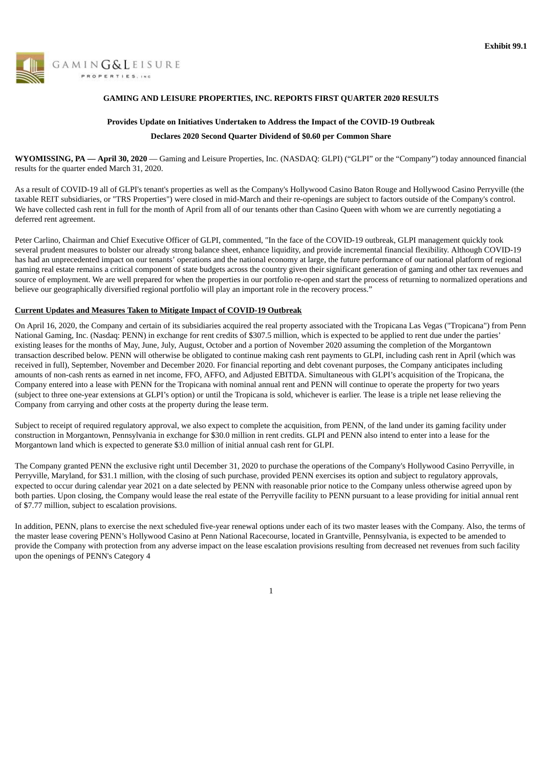Exhibit 99.1

GAMING & LEISURE PROPERTIES, INC

**GAMING AND LEISURE PROPERTIES, INC. REPORTS FIRST QUARTER 2020 RESULTS**

**Provides Update on Initiatives Undertaken to Address the Impact of the COVID-19 Outbreak**

**Declares 2020 Second Quarter Dividend of $0.60 per Common Share**

**WYOMISSING, PA — April 30, 2020** — Gaming and Leisure Properties, Inc. (NASDAQ: GLPI) ("GLPI" or the "Company") today announced financial results for the quarter ended March 31, 2020.

As a result of COVID-19 all of GLPI's tenant's properties as well as the Company's Hollywood Casino Baton Rouge and Hollywood Casino Perryville (the taxable REIT subsidiaries, or "TRS Properties") were closed in mid-March and their re-openings are subject to factors outside of the Company's control. We have collected cash rent in full for the month of April from all of our tenants other than Casino Queen with whom we are currently negotiating a deferred rent agreement.

Peter Carlino, Chairman and Chief Executive Officer of GLPI, commented, "In the face of the COVID-19 outbreak, GLPI management quickly took several prudent measures to bolster our already strong balance sheet, enhance liquidity, and provide incremental financial flexibility. Although COVID-19 has had an unprecedented impact on our tenants' operations and the national economy at large, the future performance of our national platform of regional gaming real estate remains a critical component of state budgets across the country given their significant generation of gaming and other tax revenues and source of employment. We are well prepared for when the properties in our portfolio re-open and start the process of returning to normalized operations and believe our geographically diversified regional portfolio will play an important role in the recovery process."

**Current Updates and Measures Taken to Mitigate Impact of COVID-19 Outbreak**

On April 16, 2020, the Company and certain of its subsidiaries acquired the real property associated with the Tropicana Las Vegas ("Tropicana") from Penn National Gaming, Inc. (Nasdaq: PENN) in exchange for rent credits of $307.5 million, which is expected to be applied to rent due under the parties' existing leases for the months of May, June, July, August, October and a portion of November 2020 assuming the completion of the Morgantown transaction described below. PENN will otherwise be obligated to continue making cash rent payments to GLPI, including cash rent in April (which was received in full), September, November and December 2020. For financial reporting and debt covenant purposes, the Company anticipates including amounts of non-cash rents as earned in net income, FFO, AFFO, and Adjusted EBITDA. Simultaneous with GLPI's acquisition of the Tropicana, the Company entered into a lease with PENN for the Tropicana with nominal annual rent and PENN will continue to operate the property for two years (subject to three one-year extensions at GLPI's option) or until the Tropicana is sold, whichever is earlier. The lease is a triple net lease relieving the Company from carrying and other costs at the property during the lease term.

Subject to receipt of required regulatory approval, we also expect to complete the acquisition, from PENN, of the land under its gaming facility under construction in Morgantown, Pennsylvania in exchange for $30.0 million in rent credits. GLPI and PENN also intend to enter into a lease for the Morgantown land which is expected to generate $3.0 million of initial annual cash rent for GLPI.

The Company granted PENN the exclusive right until December 31, 2020 to purchase the operations of the Company's Hollywood Casino Perryville, in Perryville, Maryland, for $31.1 million, with the closing of such purchase, provided PENN exercises its option and subject to regulatory approvals, expected to occur during calendar year 2021 on a date selected by PENN with reasonable prior notice to the Company unless otherwise agreed upon by both parties. Upon closing, the Company would lease the real estate of the Perryville facility to PENN pursuant to a lease providing for initial annual rent of $7.77 million, subject to escalation provisions.

In addition, PENN, plans to exercise the next scheduled five-year renewal options under each of its two master leases with the Company. Also, the terms of the master lease covering PENN's Hollywood Casino at Penn National Racecourse, located in Grantville, Pennsylvania, is expected to be amended to provide the Company with protection from any adverse impact on the lease escalation provisions resulting from decreased net revenues from such facility upon the openings of PENN's Category 4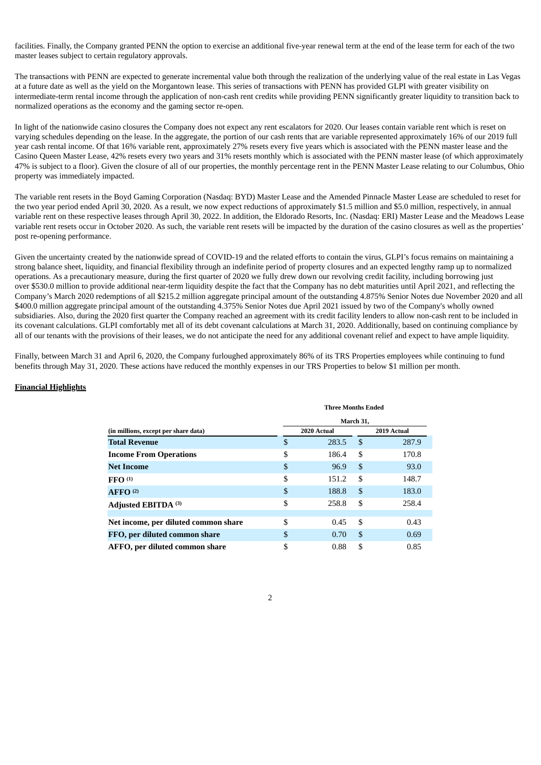facilities. Finally, the Company granted PENN the option to exercise an additional five-year renewal term at the end of the lease term for each of the two master leases subject to certain regulatory approvals.

The transactions with PENN are expected to generate incremental value both through the realization of the underlying value of the real estate in Las Vegas at a future date as well as the yield on the Morgantown lease. This series of transactions with PENN has provided GLPI with greater visibility on intermediate-term rental income through the application of non-cash rent credits while providing PENN significantly greater liquidity to transition back to normalized operations as the economy and the gaming sector re-open.

In light of the nationwide casino closures the Company does not expect any rent escalators for 2020. Our leases contain variable rent which is reset on varying schedules depending on the lease. In the aggregate, the portion of our cash rents that are variable represented approximately 16% of our 2019 full year cash rental income. Of that 16% variable rent, approximately 27% resets every five years which is associated with the PENN master lease and the Casino Queen Master Lease, 42% resets every two years and 31% resets monthly which is associated with the PENN master lease (of which approximately 47% is subject to a floor). Given the closure of all of our properties, the monthly percentage rent in the PENN Master Lease relating to our Columbus, Ohio property was immediately impacted.

The variable rent resets in the Boyd Gaming Corporation (Nasdaq: BYD) Master Lease and the Amended Pinnacle Master Lease are scheduled to reset for the two year period ended April 30, 2020. As a result, we now expect reductions of approximately $1.5 million and $5.0 million, respectively, in annual variable rent on these respective leases through April 30, 2022. In addition, the Eldorado Resorts, Inc. (Nasdaq: ERI) Master Lease and the Meadows Lease variable rent resets occur in October 2020. As such, the variable rent resets will be impacted by the duration of the casino closures as well as the properties' post re-opening performance.

Given the uncertainty created by the nationwide spread of COVID-19 and the related efforts to contain the virus, GLPI's focus remains on maintaining a strong balance sheet, liquidity, and financial flexibility through an indefinite period of property closures and an expected lengthy ramp up to normalized operations. As a precautionary measure, during the first quarter of 2020 we fully drew down our revolving credit facility, including borrowing just over $530.0 million to provide additional near-term liquidity despite the fact that the Company has no debt maturities until April 2021, and reflecting the Company's March 2020 redemptions of all $215.2 million aggregate principal amount of the outstanding 4.875% Senior Notes due November 2020 and all $400.0 million aggregate principal amount of the outstanding 4.375% Senior Notes due April 2021 issued by two of the Company's wholly owned subsidiaries. Also, during the 2020 first quarter the Company reached an agreement with its credit facility lenders to allow non-cash rent to be included in its covenant calculations. GLPI comfortably met all of its debt covenant calculations at March 31, 2020. Additionally, based on continuing compliance by all of our tenants with the provisions of their leases, we do not anticipate the need for any additional covenant relief and expect to have ample liquidity.

Finally, between March 31 and April 6, 2020, the Company furloughed approximately 86% of its TRS Properties employees while continuing to fund benefits through May 31, 2020. These actions have reduced the monthly expenses in our TRS Properties to below $1 million per month.

**Financial Highlights**

| | Three Months Ended March 31, | |
|---|---|---|
| (in millions, except per share data) | 2020 Actual | 2019 Actual |
| **Total Revenue** | $ 283.5 | $ 287.9 |
| **Income From Operations** | $ 186.4 | $ 170.8 |
| **Net Income** | $ 96.9 | $ 93.0 |
| **FFO** [(1)] | $ 151.2 | $ 148.7 |
| **AFFO** [(2)] | $ 188.8 | $ 183.0 |
| **Adjusted EBITDA** [(3)] | $ 258.8 | $ 258.4 |
| | | |
| **Net income, per diluted common share** | $ 0.45 | $ 0.43 |
| **FFO, per diluted common share** | $ 0.70 | $ 0.69 |
| **AFFO, per diluted common share** | $ 0.88 | $ 0.85 |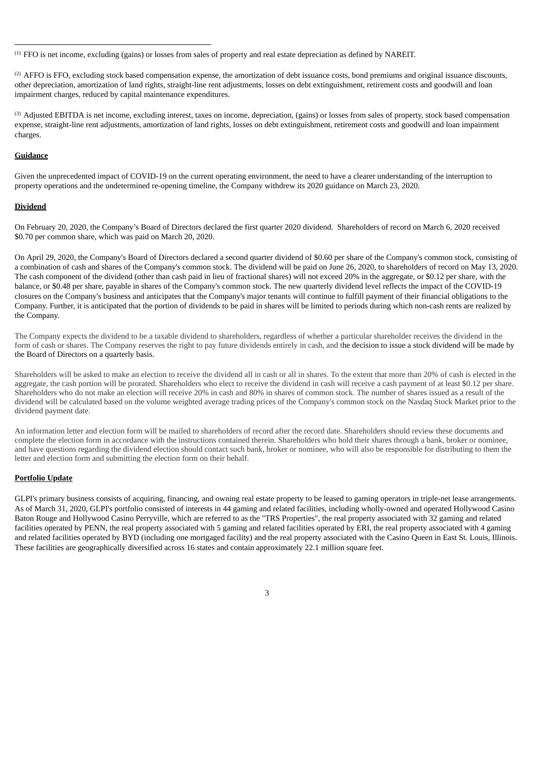[1] FFO is net income, excluding (gains) or losses from sales of property and real estate depreciation as defined by NAREIT.

[2] AFFO is FFO, excluding stock based compensation expense, the amortization of debt issuance costs, bond premiums and original issuance discounts, other depreciation, amortization of land rights, straight-line rent adjustments, losses on debt extinguishment, retirement costs and goodwill and loan impairment charges, reduced by capital maintenance expenditures.

[3] Adjusted EBITDA is net income, excluding interest, taxes on income, depreciation, (gains) or losses from sales of property, stock based compensation expense, straight-line rent adjustments, amortization of land rights, losses on debt extinguishment, retirement costs and goodwill and loan impairment charges.

**Guidance**

Given the unprecedented impact of COVID-19 on the current operating environment, the need to have a clearer understanding of the interruption to property operations and the undetermined re-opening timeline, the Company withdrew its 2020 guidance on March 23, 2020.

**Dividend**

On February 20, 2020, the Company's Board of Directors declared the first quarter 2020 dividend. Shareholders of record on March 6, 2020 received $0.70 per common share, which was paid on March 20, 2020.

On April 29, 2020, the Company's Board of Directors declared a second quarter dividend of $0.60 per share of the Company's common stock, consisting of a combination of cash and shares of the Company's common stock. The dividend will be paid on June 26, 2020, to shareholders of record on May 13, 2020. The cash component of the dividend (other than cash paid in lieu of fractional shares) will not exceed 20% in the aggregate, or $0.12 per share, with the balance, or $0.48 per share, payable in shares of the Company's common stock. The new quarterly dividend level reflects the impact of the COVID-19 closures on the Company's business and anticipates that the Company's major tenants will continue to fulfill payment of their financial obligations to the Company. Further, it is anticipated that the portion of dividends to be paid in shares will be limited to periods during which non-cash rents are realized by the Company.

The Company expects the dividend to be a taxable dividend to shareholders, regardless of whether a particular shareholder receives the dividend in the form of cash or shares. The Company reserves the right to pay future dividends entirely in cash, and the decision to issue a stock dividend will be made by the Board of Directors on a quarterly basis.

Shareholders will be asked to make an election to receive the dividend all in cash or all in shares. To the extent that more than 20% of cash is elected in the aggregate, the cash portion will be prorated. Shareholders who elect to receive the dividend in cash will receive a cash payment of at least $0.12 per share. Shareholders who do not make an election will receive 20% in cash and 80% in shares of common stock. The number of shares issued as a result of the dividend will be calculated based on the volume weighted average trading prices of the Company's common stock on the Nasdaq Stock Market prior to the dividend payment date.

An information letter and election form will be mailed to shareholders of record after the record date. Shareholders should review these documents and complete the election form in accordance with the instructions contained therein. Shareholders who hold their shares through a bank, broker or nominee, and have questions regarding the dividend election should contact such bank, broker or nominee, who will also be responsible for distributing to them the letter and election form and submitting the election form on their behalf.

**Portfolio Update**

GLPI's primary business consists of acquiring, financing, and owning real estate property to be leased to gaming operators in triple-net lease arrangements. As of March 31, 2020, GLPI's portfolio consisted of interests in 44 gaming and related facilities, including wholly-owned and operated Hollywood Casino Baton Rouge and Hollywood Casino Perryville, which are referred to as the "TRS Properties", the real property associated with 32 gaming and related facilities operated by PENN, the real property associated with 5 gaming and related facilities operated by ERI, the real property associated with 4 gaming and related facilities operated by BYD (including one mortgaged facility) and the real property associated with the Casino Queen in East St. Louis, Illinois. These facilities are geographically diversified across 16 states and contain approximately 22.1 million square feet.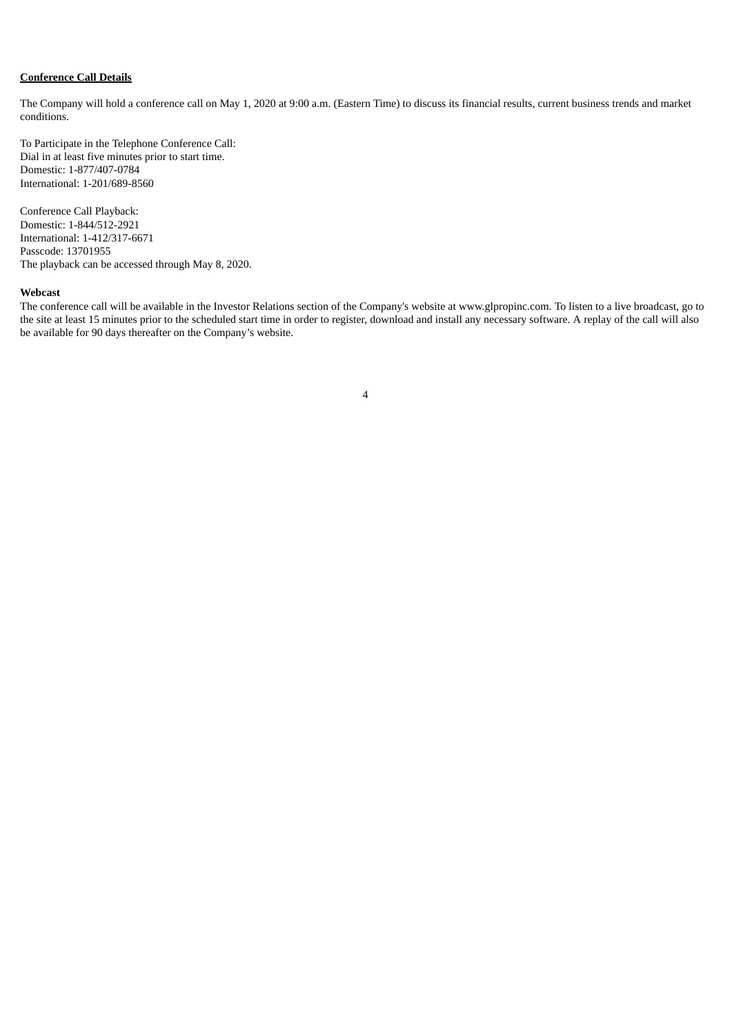**Conference Call Details**

The Company will hold a conference call on May 1, 2020 at 9:00 a.m. (Eastern Time) to discuss its financial results, current business trends and market conditions.

To Participate in the Telephone Conference Call:
Dial in at least five minutes prior to start time.
Domestic: 1-877/407-0784
International: 1-201/689-8560

Conference Call Playback:
Domestic: 1-844/512-2921
International: 1-412/317-6671
Passcode: 13701955
The playback can be accessed through May 8, 2020.

**Webcast**

The conference call will be available in the Investor Relations section of the Company's website at www.glpropinc.com. To listen to a live broadcast, go to the site at least 15 minutes prior to the scheduled start time in order to register, download and install any necessary software. A replay of the call will also be available for 90 days thereafter on the Company's website.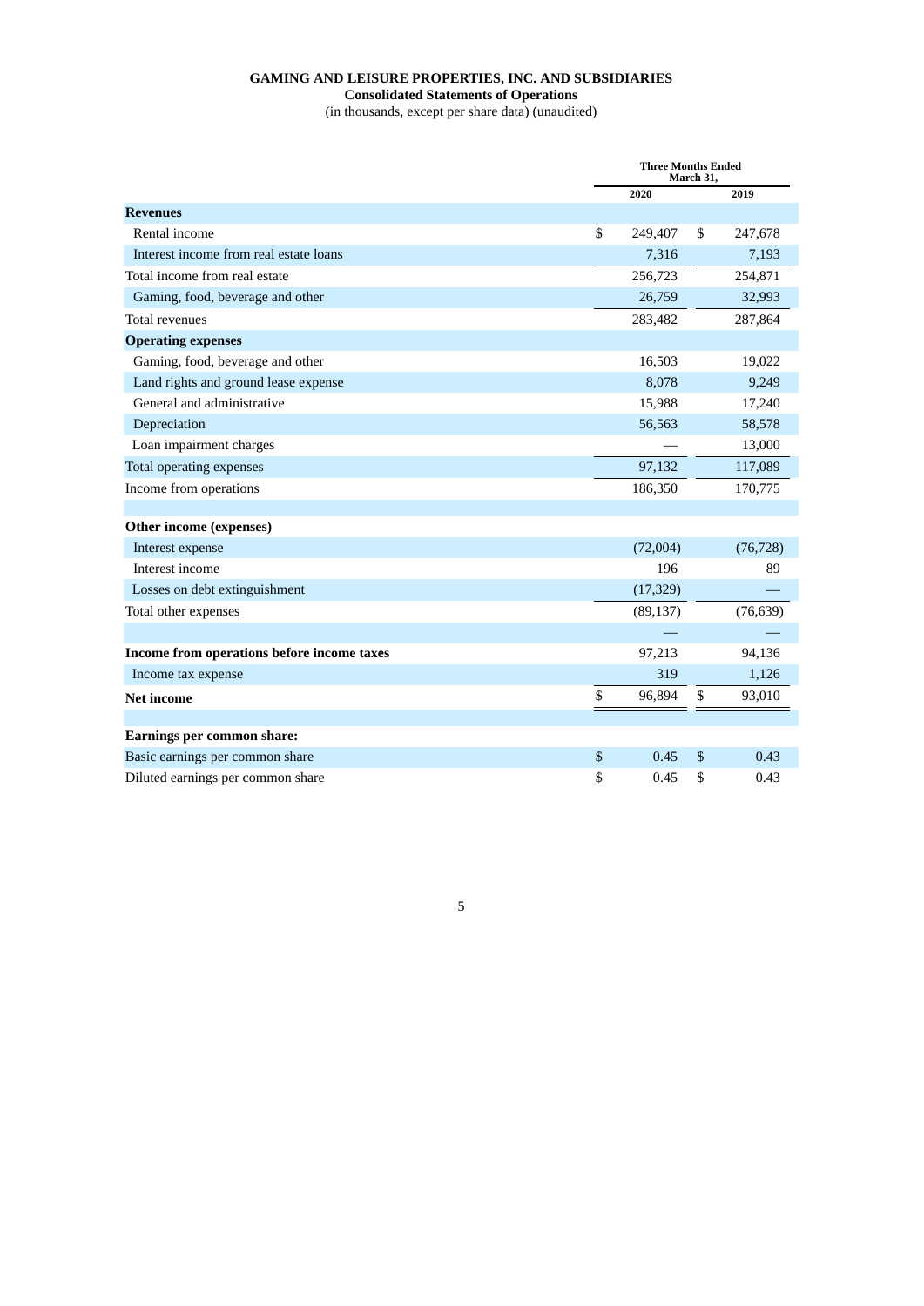**GAMING AND LEISURE PROPERTIES, INC. AND SUBSIDIARIES**
**Consolidated Statements of Operations**
(in thousands, except per share data) (unaudited)

| | Three Months Ended March 31, | |
|---|---|---|
| | 2020 | 2019 |
| **Revenues** | | |
| Rental income | $ 249,407 | $ 247,678 |
| Interest income from real estate loans | 7,316 | 7,193 |
| Total income from real estate | 256,723 | 254,871 |
| Gaming, food, beverage and other | 26,759 | 32,993 |
| Total revenues | 283,482 | 287,864 |
| **Operating expenses** | | |
| Gaming, food, beverage and other | 16,503 | 19,022 |
| Land rights and ground lease expense | 8,078 | 9,249 |
| General and administrative | 15,988 | 17,240 |
| Depreciation | 56,563 | 58,578 |
| Loan impairment charges | — | 13,000 |
| Total operating expenses | 97,132 | 117,089 |
| Income from operations | 186,350 | 170,775 |
| | | |
| **Other income (expenses)** | | |
| Interest expense | (72,004) | (76,728) |
| Interest income | 196 | 89 |
| Losses on debt extinguishment | (17,329) | — |
| Total other expenses | (89,137) | (76,639) |
| | — | — |
| **Income from operations before income taxes** | 97,213 | 94,136 |
| Income tax expense | 319 | 1,126 |
| **Net income** | $ 96,894 | $ 93,010 |
| | | |
| **Earnings per common share:** | | |
| Basic earnings per common share | $ 0.45 | $ 0.43 |
| Diluted earnings per common share | $ 0.45 | $ 0.43 |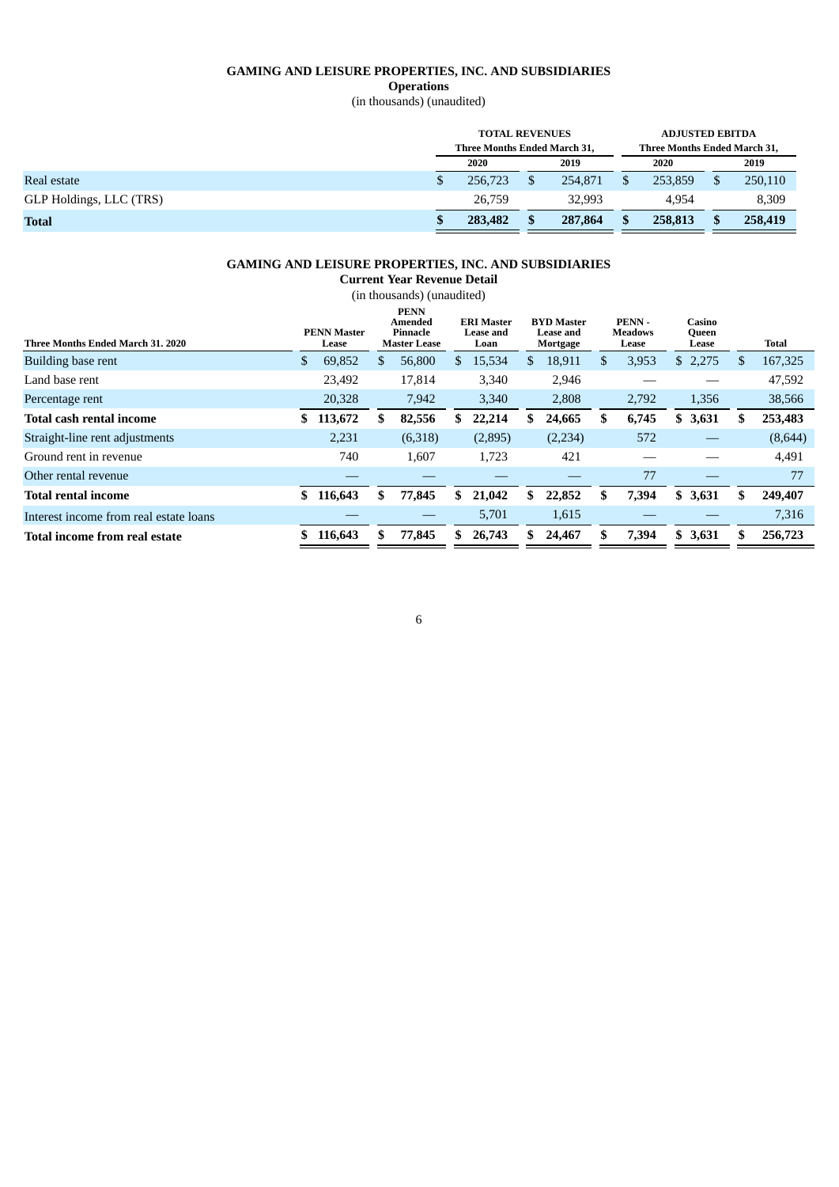**GAMING AND LEISURE PROPERTIES, INC. AND SUBSIDIARIES**
**Operations**
(in thousands) (unaudited)

| | TOTAL REVENUES | | ADJUSTED EBITDA | |
|---|---|---|---|---|
| | Three Months Ended March 31, | | Three Months Ended March 31, | |
| | 2020 | 2019 | 2020 | 2019 |
| Real estate | $ 256,723 | $ 254,871 | $ 253,859 | $ 250,110 |
| GLP Holdings, LLC (TRS) | 26,759 | 32,993 | 4,954 | 8,309 |
| **Total** | **$ 283,482** | **$ 287,864** | **$ 258,813** | **$ 258,419** |

**GAMING AND LEISURE PROPERTIES, INC. AND SUBSIDIARIES**
**Current Year Revenue Detail**
(in thousands) (unaudited)

| Three Months Ended March 31. 2020 | PENN Master Lease | PENN Amended Pinnacle Master Lease | ERI Master Lease and Loan | BYD Master Lease and Mortgage | PENN - Meadows Lease | Casino Queen Lease | Total |
|---|---|---|---|---|---|---|---|
| Building base rent | $ 69,852 | $ 56,800 | $ 15,534 | $ 18,911 | $ 3,953 | $ 2,275 | $ 167,325 |
| Land base rent | 23,492 | 17,814 | 3,340 | 2,946 | — | — | 47,592 |
| Percentage rent | 20,328 | 7,942 | 3,340 | 2,808 | 2,792 | 1,356 | 38,566 |
| **Total cash rental income** | **$ 113,672** | **$ 82,556** | **$ 22,214** | **$ 24,665** | **$ 6,745** | **$ 3,631** | **$ 253,483** |
| Straight-line rent adjustments | 2,231 | (6,318) | (2,895) | (2,234) | 572 | — | (8,644) |
| Ground rent in revenue | 740 | 1,607 | 1,723 | 421 | — | — | 4,491 |
| Other rental revenue | — | — | — | — | 77 | — | 77 |
| **Total rental income** | **$ 116,643** | **$ 77,845** | **$ 21,042** | **$ 22,852** | **$ 7,394** | **$ 3,631** | **$ 249,407** |
| Interest income from real estate loans | — | — | 5,701 | 1,615 | — | — | 7,316 |
| **Total income from real estate** | **$ 116,643** | **$ 77,845** | **$ 26,743** | **$ 24,467** | **$ 7,394** | **$ 3,631** | **$ 256,723** |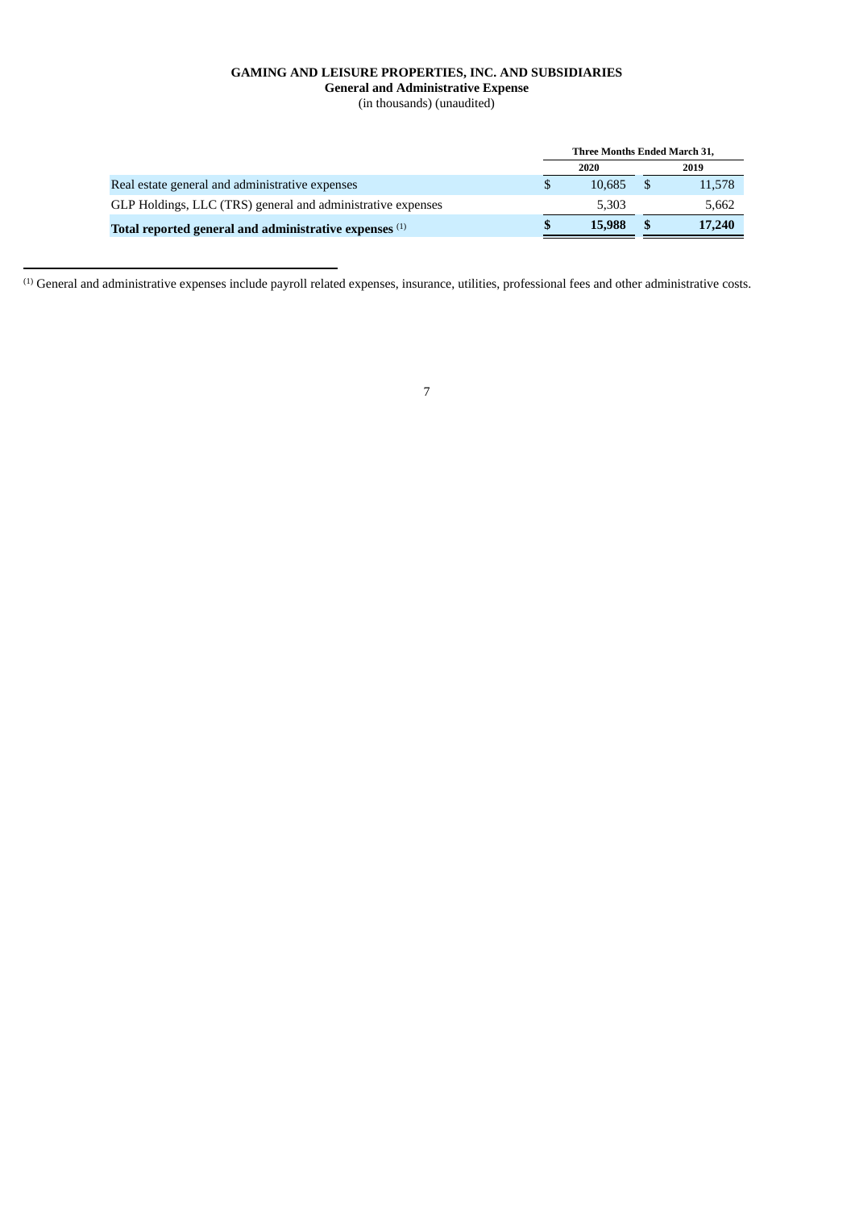**GAMING AND LEISURE PROPERTIES, INC. AND SUBSIDIARIES**
**General and Administrative Expense**
(in thousands) (unaudited)

| | Three Months Ended March 31, | |
|---|---|---|
| | 2020 | 2019 |
| Real estate general and administrative expenses | $ 10,685 | $ 11,578 |
| GLP Holdings, LLC (TRS) general and administrative expenses | 5,303 | 5,662 |
| **Total reported general and administrative expenses** (1) | **$ 15,988** | **$ 17,240** |

(1) General and administrative expenses include payroll related expenses, insurance, utilities, professional fees and other administrative costs.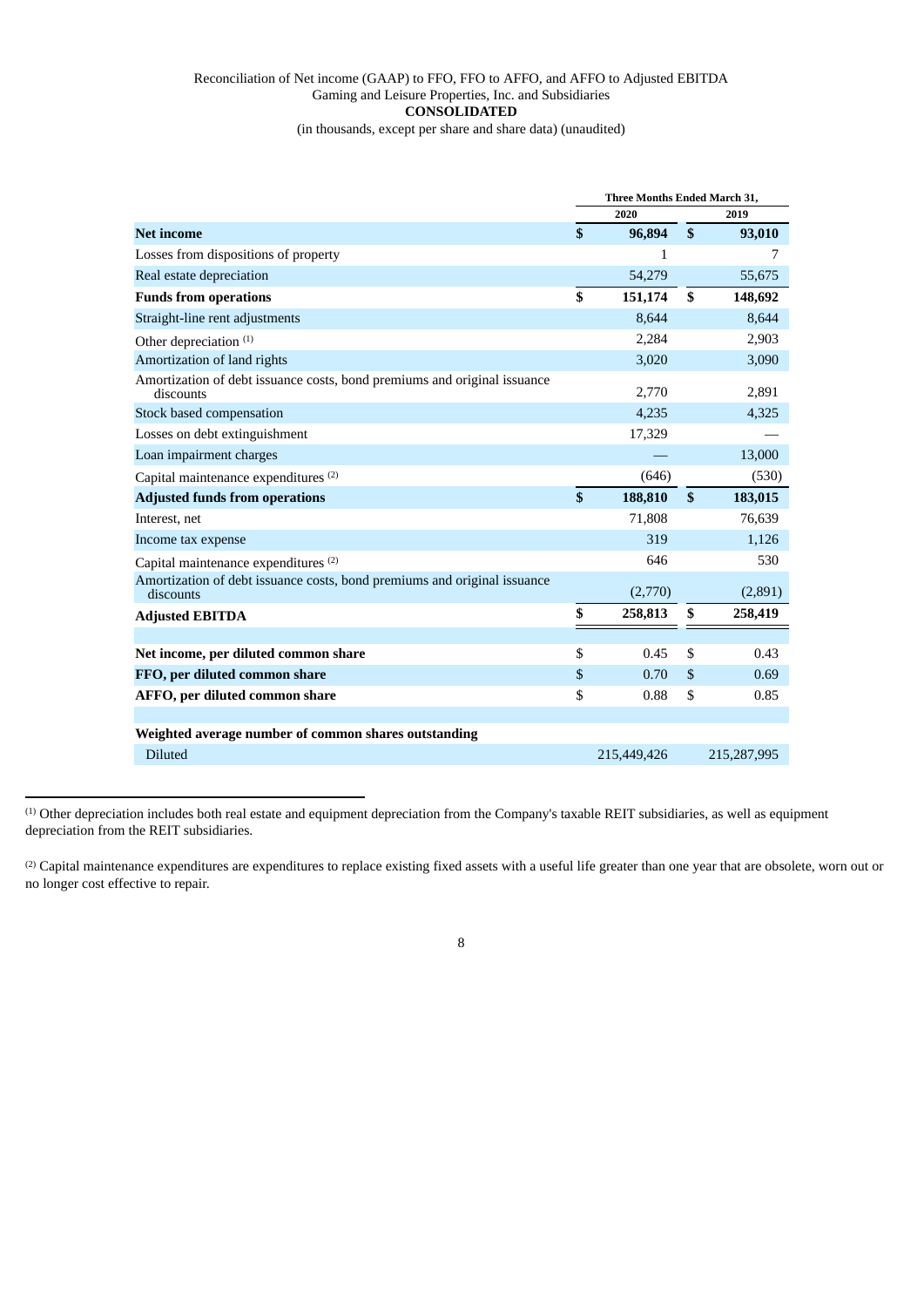Reconciliation of Net income (GAAP) to FFO, FFO to AFFO, and AFFO to Adjusted EBITDA
Gaming and Leisure Properties, Inc. and Subsidiaries
**CONSOLIDATED**
(in thousands, except per share and share data) (unaudited)

| | Three Months Ended March 31, | |
|---|---|---|
| | 2020 | 2019 |
| **Net income** | **$ 96,894** | **$ 93,010** |
| Losses from dispositions of property | 1 | 7 |
| Real estate depreciation | 54,279 | 55,675 |
| **Funds from operations** | **$ 151,174** | **$ 148,692** |
| Straight-line rent adjustments | 8,644 | 8,644 |
| Other depreciation [1] | 2,284 | 2,903 |
| Amortization of land rights | 3,020 | 3,090 |
| Amortization of debt issuance costs, bond premiums and original issuance discounts | 2,770 | 2,891 |
| Stock based compensation | 4,235 | 4,325 |
| Losses on debt extinguishment | 17,329 | — |
| Loan impairment charges | — | 13,000 |
| Capital maintenance expenditures [2] | (646) | (530) |
| **Adjusted funds from operations** | **$ 188,810** | **$ 183,015** |
| Interest, net | 71,808 | 76,639 |
| Income tax expense | 319 | 1,126 |
| Capital maintenance expenditures [2] | 646 | 530 |
| Amortization of debt issuance costs, bond premiums and original issuance discounts | (2,770) | (2,891) |
| **Adjusted EBITDA** | **$ 258,813** | **$ 258,419** |
| | | |
| **Net income, per diluted common share** | $ 0.45 | $ 0.43 |
| **FFO, per diluted common share** | $ 0.70 | $ 0.69 |
| **AFFO, per diluted common share** | $ 0.88 | $ 0.85 |
| | | |
| **Weighted average number of common shares outstanding** | | |
| Diluted | 215,449,426 | 215,287,995 |

[1] Other depreciation includes both real estate and equipment depreciation from the Company's taxable REIT subsidiaries, as well as equipment depreciation from the REIT subsidiaries.

[2] Capital maintenance expenditures are expenditures to replace existing fixed assets with a useful life greater than one year that are obsolete, worn out or no longer cost effective to repair.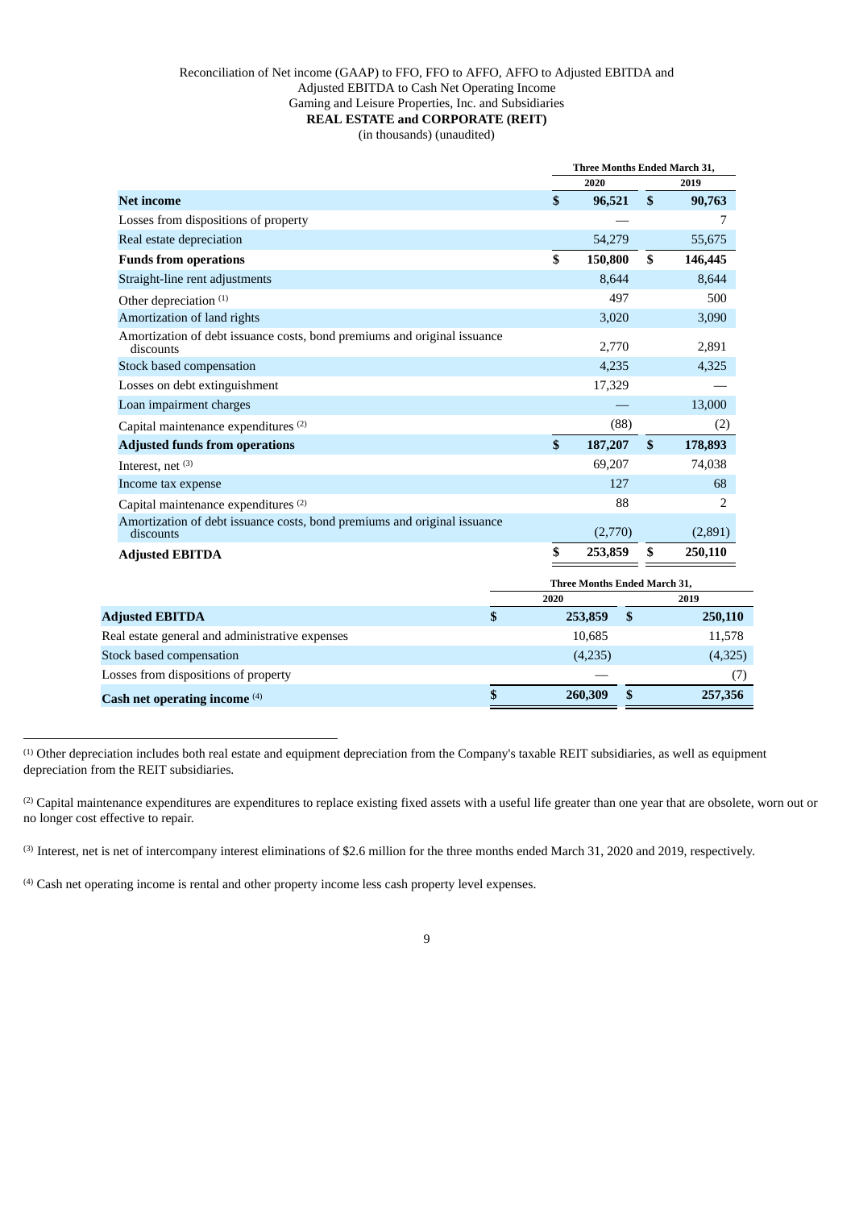Reconciliation of Net income (GAAP) to FFO, FFO to AFFO, AFFO to Adjusted EBITDA and Adjusted EBITDA to Cash Net Operating Income
Gaming and Leisure Properties, Inc. and Subsidiaries
**REAL ESTATE and CORPORATE (REIT)**
(in thousands) (unaudited)

| | Three Months Ended March 31, | |
|---|---|---|
| | 2020 | 2019 |
| **Net income** | **$ 96,521** | **$ 90,763** |
| Losses from dispositions of property | — | 7 |
| Real estate depreciation | 54,279 | 55,675 |
| **Funds from operations** | **$ 150,800** | **$ 146,445** |
| Straight-line rent adjustments | 8,644 | 8,644 |
| Other depreciation [(1)] | 497 | 500 |
| Amortization of land rights | 3,020 | 3,090 |
| Amortization of debt issuance costs, bond premiums and original issuance discounts | 2,770 | 2,891 |
| Stock based compensation | 4,235 | 4,325 |
| Losses on debt extinguishment | 17,329 | — |
| Loan impairment charges | — | 13,000 |
| Capital maintenance expenditures [(2)] | (88) | (2) |
| **Adjusted funds from operations** | **$ 187,207** | **$ 178,893** |
| Interest, net [(3)] | 69,207 | 74,038 |
| Income tax expense | 127 | 68 |
| Capital maintenance expenditures [(2)] | 88 | 2 |
| Amortization of debt issuance costs, bond premiums and original issuance discounts | (2,770) | (2,891) |
| **Adjusted EBITDA** | **$ 253,859** | **$ 250,110** |

| | Three Months Ended March 31, | |
|---|---|---|
| | 2020 | 2019 |
| **Adjusted EBITDA** | **$ 253,859** | **$ 250,110** |
| Real estate general and administrative expenses | 10,685 | 11,578 |
| Stock based compensation | (4,235) | (4,325) |
| Losses from dispositions of property | — | (7) |
| **Cash net operating income** [(4)] | **$ 260,309** | **$ 257,356** |

[(1)] Other depreciation includes both real estate and equipment depreciation from the Company's taxable REIT subsidiaries, as well as equipment depreciation from the REIT subsidiaries.

[(2)] Capital maintenance expenditures are expenditures to replace existing fixed assets with a useful life greater than one year that are obsolete, worn out or no longer cost effective to repair.

[(3)] Interest, net is net of intercompany interest eliminations of $2.6 million for the three months ended March 31, 2020 and 2019, respectively.

[(4)] Cash net operating income is rental and other property income less cash property level expenses.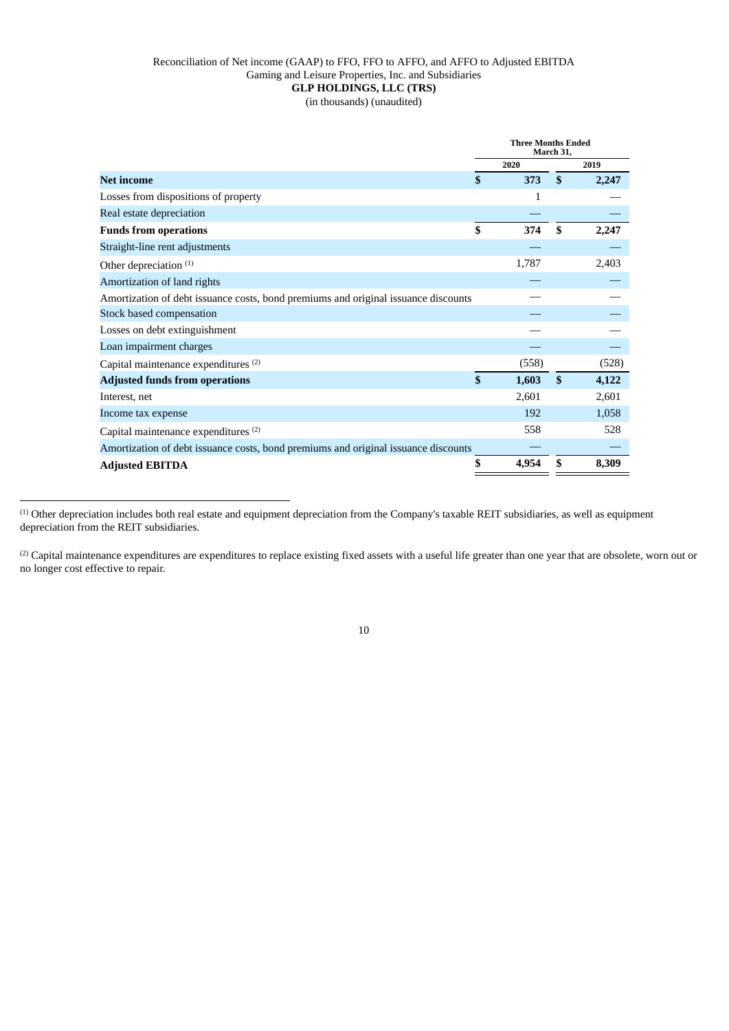Reconciliation of Net income (GAAP) to FFO, FFO to AFFO, and AFFO to Adjusted EBITDA
Gaming and Leisure Properties, Inc. and Subsidiaries
**GLP HOLDINGS, LLC (TRS)**
(in thousands) (unaudited)

| | Three Months Ended March 31, | |
|---|---|---|
| | 2020 | 2019 |
| **Net income** | **$ 373** | **$ 2,247** |
| Losses from dispositions of property | 1 | — |
| Real estate depreciation | — | — |
| **Funds from operations** | **$ 374** | **$ 2,247** |
| Straight-line rent adjustments | — | — |
| Other depreciation [1] | 1,787 | 2,403 |
| Amortization of land rights | — | — |
| Amortization of debt issuance costs, bond premiums and original issuance discounts | — | — |
| Stock based compensation | — | — |
| Losses on debt extinguishment | — | — |
| Loan impairment charges | — | — |
| Capital maintenance expenditures [2] | (558) | (528) |
| **Adjusted funds from operations** | **$ 1,603** | **$ 4,122** |
| Interest, net | 2,601 | 2,601 |
| Income tax expense | 192 | 1,058 |
| Capital maintenance expenditures [2] | 558 | 528 |
| Amortization of debt issuance costs, bond premiums and original issuance discounts | — | — |
| **Adjusted EBITDA** | **$ 4,954** | **$ 8,309** |

[1] Other depreciation includes both real estate and equipment depreciation from the Company's taxable REIT subsidiaries, as well as equipment depreciation from the REIT subsidiaries.

[2] Capital maintenance expenditures are expenditures to replace existing fixed assets with a useful life greater than one year that are obsolete, worn out or no longer cost effective to repair.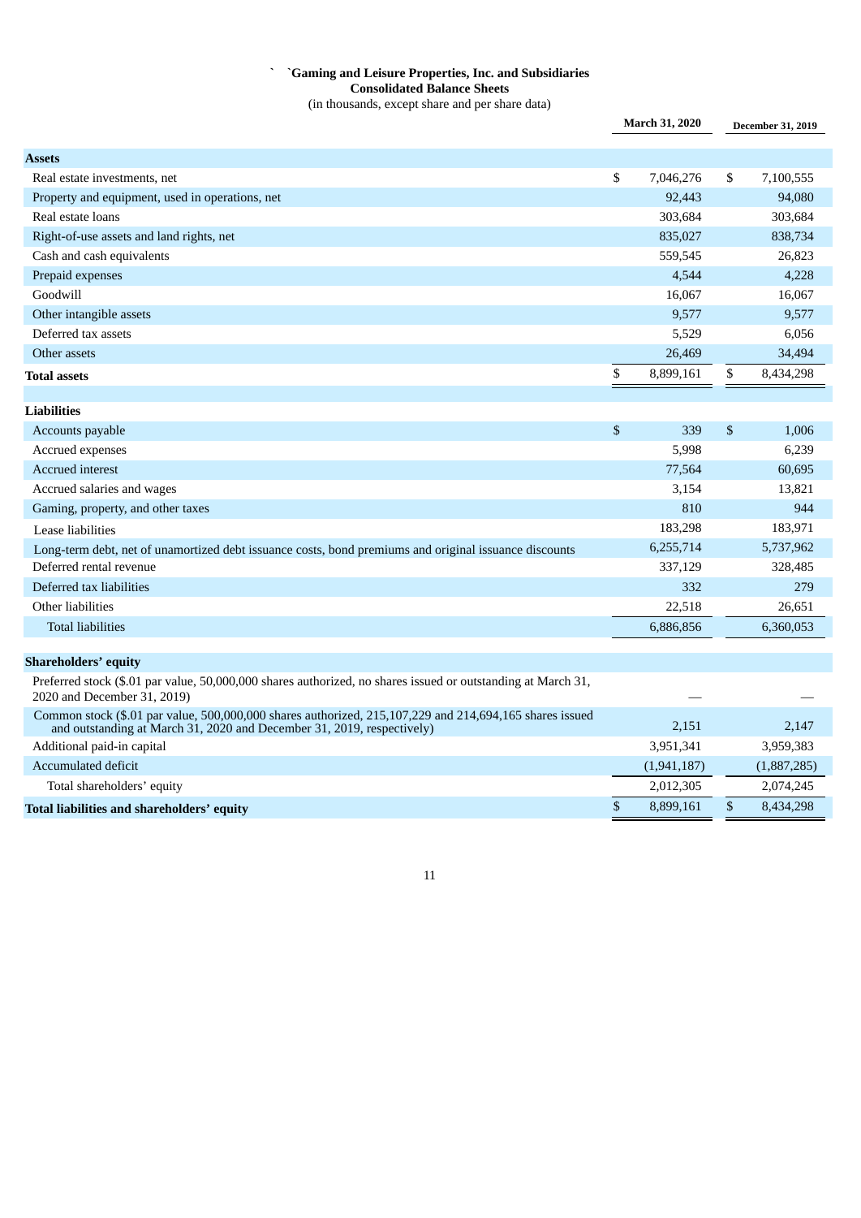# Gaming and Leisure Properties, Inc. and Subsidiaries
## Consolidated Balance Sheets
(in thousands, except share and per share data)

| | March 31, 2020 | December 31, 2019 |
|---|---|---|
| **Assets** | | |
| Real estate investments, net | $ 7,046,276 | $ 7,100,555 |
| Property and equipment, used in operations, net | 92,443 | 94,080 |
| Real estate loans | 303,684 | 303,684 |
| Right-of-use assets and land rights, net | 835,027 | 838,734 |
| Cash and cash equivalents | 559,545 | 26,823 |
| Prepaid expenses | 4,544 | 4,228 |
| Goodwill | 16,067 | 16,067 |
| Other intangible assets | 9,577 | 9,577 |
| Deferred tax assets | 5,529 | 6,056 |
| Other assets | 26,469 | 34,494 |
| **Total assets** | $ 8,899,161 | $ 8,434,298 |
| | | |
| **Liabilities** | | |
| Accounts payable | $ 339 | $ 1,006 |
| Accrued expenses | 5,998 | 6,239 |
| Accrued interest | 77,564 | 60,695 |
| Accrued salaries and wages | 3,154 | 13,821 |
| Gaming, property, and other taxes | 810 | 944 |
| Lease liabilities | 183,298 | 183,971 |
| Long-term debt, net of unamortized debt issuance costs, bond premiums and original issuance discounts | 6,255,714 | 5,737,962 |
| Deferred rental revenue | 337,129 | 328,485 |
| Deferred tax liabilities | 332 | 279 |
| Other liabilities | 22,518 | 26,651 |
| Total liabilities | 6,886,856 | 6,360,053 |
| | | |
| **Shareholders' equity** | | |
| Preferred stock ($.01 par value, 50,000,000 shares authorized, no shares issued or outstanding at March 31, 2020 and December 31, 2019) | — | — |
| Common stock ($.01 par value, 500,000,000 shares authorized, 215,107,229 and 214,694,165 shares issued and outstanding at March 31, 2020 and December 31, 2019, respectively) | 2,151 | 2,147 |
| Additional paid-in capital | 3,951,341 | 3,959,383 |
| Accumulated deficit | (1,941,187) | (1,887,285) |
| Total shareholders' equity | 2,012,305 | 2,074,245 |
| **Total liabilities and shareholders' equity** | $ 8,899,161 | $ 8,434,298 |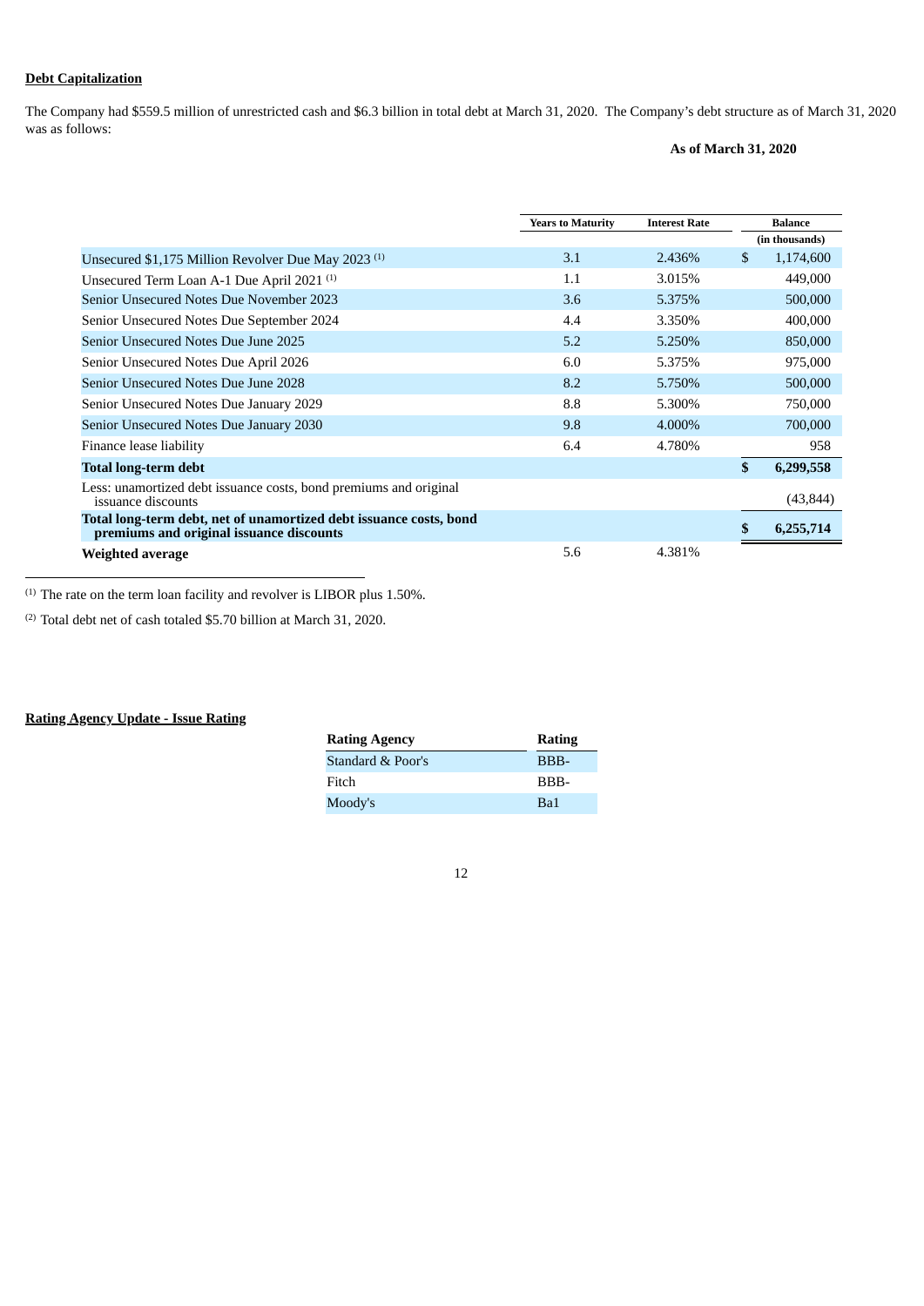**Debt Capitalization**

The Company had $559.5 million of unrestricted cash and $6.3 billion in total debt at March 31, 2020. The Company's debt structure as of March 31, 2020 was as follows:

**As of March 31, 2020**

| | Years to Maturity | Interest Rate | Balance (in thousands) |
|---|---|---|---|
| Unsecured $1,175 Million Revolver Due May 2023 [1] | 3.1 | 2.436% | $ 1,174,600 |
| Unsecured Term Loan A-1 Due April 2021 [1] | 1.1 | 3.015% | 449,000 |
| Senior Unsecured Notes Due November 2023 | 3.6 | 5.375% | 500,000 |
| Senior Unsecured Notes Due September 2024 | 4.4 | 3.350% | 400,000 |
| Senior Unsecured Notes Due June 2025 | 5.2 | 5.250% | 850,000 |
| Senior Unsecured Notes Due April 2026 | 6.0 | 5.375% | 975,000 |
| Senior Unsecured Notes Due June 2028 | 8.2 | 5.750% | 500,000 |
| Senior Unsecured Notes Due January 2029 | 8.8 | 5.300% | 750,000 |
| Senior Unsecured Notes Due January 2030 | 9.8 | 4.000% | 700,000 |
| Finance lease liability | 6.4 | 4.780% | 958 |
| **Total long-term debt** | | | **$ 6,299,558** |
| Less: unamortized debt issuance costs, bond premiums and original issuance discounts | | | (43,844) |
| **Total long-term debt, net of unamortized debt issuance costs, bond premiums and original issuance discounts** | | | **$ 6,255,714** |
| **Weighted average** | 5.6 | 4.381% | |

[1] The rate on the term loan facility and revolver is LIBOR plus 1.50%.

[2] Total debt net of cash totaled $5.70 billion at March 31, 2020.

**Rating Agency Update - Issue Rating**

| Rating Agency | Rating |
|---|---|
| Standard & Poor's | BBB- |
| Fitch | BBB- |
| Moody's | Ba1 |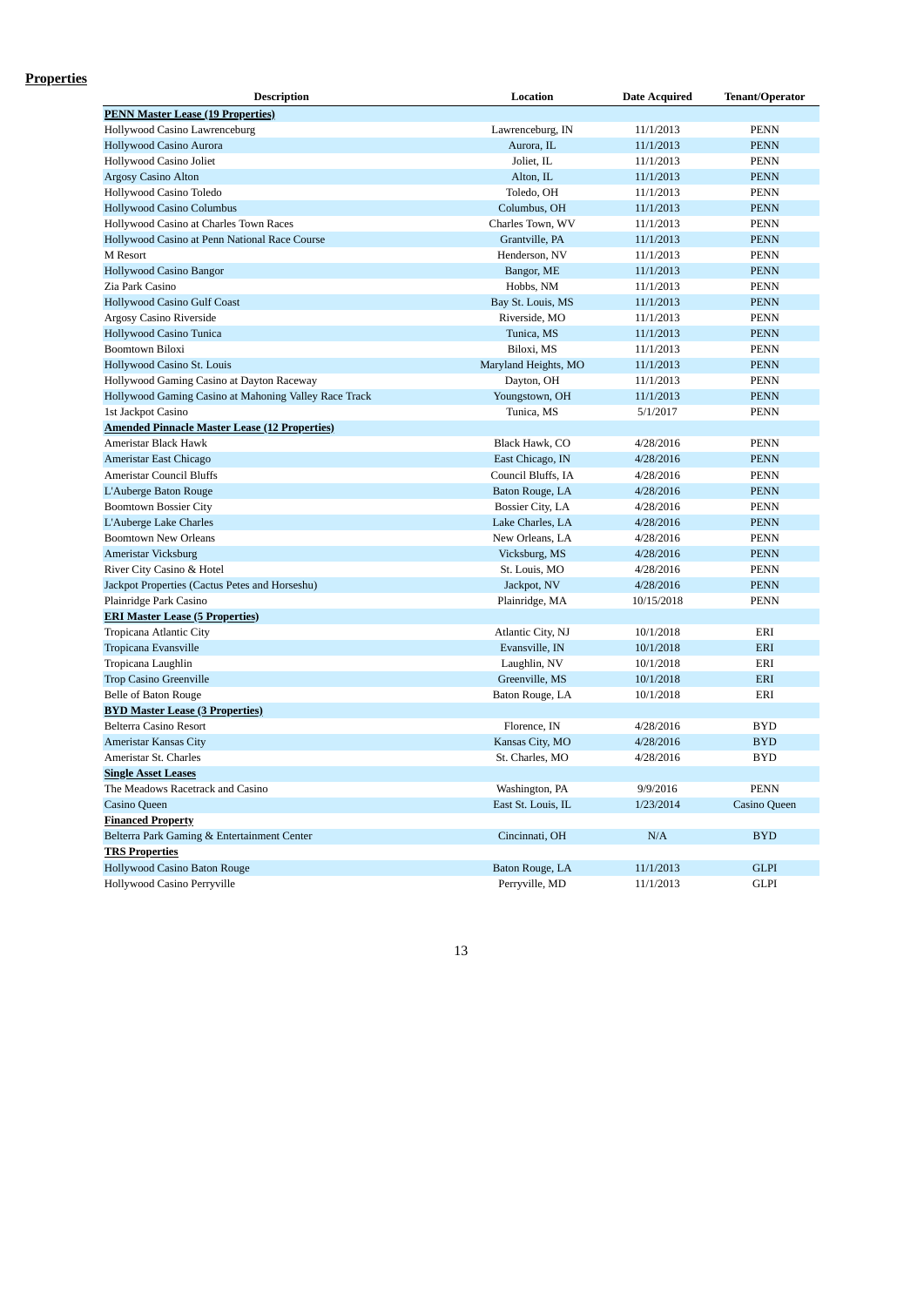## Properties

| Description | Location | Date Acquired | Tenant/Operator |
|---|---|---|---|
| **PENN Master Lease (19 Properties)** | | | |
| Hollywood Casino Lawrenceburg | Lawrenceburg, IN | 11/1/2013 | PENN |
| Hollywood Casino Aurora | Aurora, IL | 11/1/2013 | PENN |
| Hollywood Casino Joliet | Joliet, IL | 11/1/2013 | PENN |
| Argosy Casino Alton | Alton, IL | 11/1/2013 | PENN |
| Hollywood Casino Toledo | Toledo, OH | 11/1/2013 | PENN |
| Hollywood Casino Columbus | Columbus, OH | 11/1/2013 | PENN |
| Hollywood Casino at Charles Town Races | Charles Town, WV | 11/1/2013 | PENN |
| Hollywood Casino at Penn National Race Course | Grantville, PA | 11/1/2013 | PENN |
| M Resort | Henderson, NV | 11/1/2013 | PENN |
| Hollywood Casino Bangor | Bangor, ME | 11/1/2013 | PENN |
| Zia Park Casino | Hobbs, NM | 11/1/2013 | PENN |
| Hollywood Casino Gulf Coast | Bay St. Louis, MS | 11/1/2013 | PENN |
| Argosy Casino Riverside | Riverside, MO | 11/1/2013 | PENN |
| Hollywood Casino Tunica | Tunica, MS | 11/1/2013 | PENN |
| Boomtown Biloxi | Biloxi, MS | 11/1/2013 | PENN |
| Hollywood Casino St. Louis | Maryland Heights, MO | 11/1/2013 | PENN |
| Hollywood Gaming Casino at Dayton Raceway | Dayton, OH | 11/1/2013 | PENN |
| Hollywood Gaming Casino at Mahoning Valley Race Track | Youngstown, OH | 11/1/2013 | PENN |
| 1st Jackpot Casino | Tunica, MS | 5/1/2017 | PENN |
| **Amended Pinnacle Master Lease (12 Properties)** | | | |
| Ameristar Black Hawk | Black Hawk, CO | 4/28/2016 | PENN |
| Ameristar East Chicago | East Chicago, IN | 4/28/2016 | PENN |
| Ameristar Council Bluffs | Council Bluffs, IA | 4/28/2016 | PENN |
| L'Auberge Baton Rouge | Baton Rouge, LA | 4/28/2016 | PENN |
| Boomtown Bossier City | Bossier City, LA | 4/28/2016 | PENN |
| L'Auberge Lake Charles | Lake Charles, LA | 4/28/2016 | PENN |
| Boomtown New Orleans | New Orleans, LA | 4/28/2016 | PENN |
| Ameristar Vicksburg | Vicksburg, MS | 4/28/2016 | PENN |
| River City Casino & Hotel | St. Louis, MO | 4/28/2016 | PENN |
| Jackpot Properties (Cactus Petes and Horseshu) | Jackpot, NV | 4/28/2016 | PENN |
| Plainridge Park Casino | Plainridge, MA | 10/15/2018 | PENN |
| **ERI Master Lease (5 Properties)** | | | |
| Tropicana Atlantic City | Atlantic City, NJ | 10/1/2018 | ERI |
| Tropicana Evansville | Evansville, IN | 10/1/2018 | ERI |
| Tropicana Laughlin | Laughlin, NV | 10/1/2018 | ERI |
| Trop Casino Greenville | Greenville, MS | 10/1/2018 | ERI |
| Belle of Baton Rouge | Baton Rouge, LA | 10/1/2018 | ERI |
| **BYD Master Lease (3 Properties)** | | | |
| Belterra Casino Resort | Florence, IN | 4/28/2016 | BYD |
| Ameristar Kansas City | Kansas City, MO | 4/28/2016 | BYD |
| Ameristar St. Charles | St. Charles, MO | 4/28/2016 | BYD |
| **Single Asset Leases** | | | |
| The Meadows Racetrack and Casino | Washington, PA | 9/9/2016 | PENN |
| Casino Queen | East St. Louis, IL | 1/23/2014 | Casino Queen |
| **Financed Property** | | | |
| Belterra Park Gaming & Entertainment Center | Cincinnati, OH | N/A | BYD |
| **TRS Properties** | | | |
| Hollywood Casino Baton Rouge | Baton Rouge, LA | 11/1/2013 | GLPI |
| Hollywood Casino Perryville | Perryville, MD | 11/1/2013 | GLPI |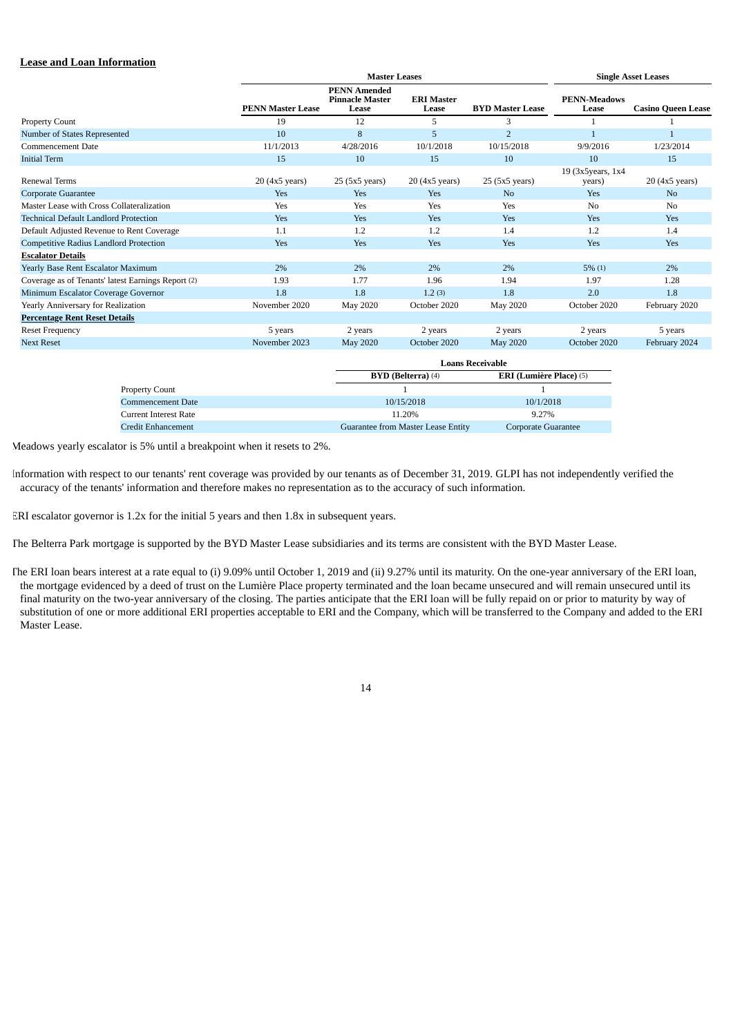**Lease and Loan Information**

| | Master Leases | | | | Single Asset Leases | |
|---|---|---|---|---|---|---|
| | **PENN Master Lease** | **PENN Amended Pinnacle Master Lease** | **ERI Master Lease** | **BYD Master Lease** | **PENN-Meadows Lease** | **Casino Queen Lease** |
| Property Count | 19 | 12 | 5 | 3 | 1 | 1 |
| Number of States Represented | 10 | 8 | 5 | 2 | 1 | 1 |
| Commencement Date | 11/1/2013 | 4/28/2016 | 10/1/2018 | 10/15/2018 | 9/9/2016 | 1/23/2014 |
| Initial Term | 15 | 10 | 15 | 10 | 10 | 15 |
| Renewal Terms | 20 (4x5 years) | 25 (5x5 years) | 20 (4x5 years) | 25 (5x5 years) | 19 (3x5years, 1x4 years) | 20 (4x5 years) |
| Corporate Guarantee | Yes | Yes | Yes | No | Yes | No |
| Master Lease with Cross Collateralization | Yes | Yes | Yes | Yes | No | No |
| Technical Default Landlord Protection | Yes | Yes | Yes | Yes | Yes | Yes |
| Default Adjusted Revenue to Rent Coverage | 1.1 | 1.2 | 1.2 | 1.4 | 1.2 | 1.4 |
| Competitive Radius Landlord Protection | Yes | Yes | Yes | Yes | Yes | Yes |
| **Escalator Details** | | | | | | |
| Yearly Base Rent Escalator Maximum | 2% | 2% | 2% | 2% | 5% (1) | 2% |
| Coverage as of Tenants' latest Earnings Report (2) | 1.93 | 1.77 | 1.96 | 1.94 | 1.97 | 1.28 |
| Minimum Escalator Coverage Governor | 1.8 | 1.8 | 1.2 (3) | 1.8 | 2.0 | 1.8 |
| Yearly Anniversary for Realization | November 2020 | May 2020 | October 2020 | May 2020 | October 2020 | February 2020 |
| **Percentage Rent Reset Details** | | | | | | |
| Reset Frequency | 5 years | 2 years | 2 years | 2 years | 2 years | 5 years |
| Next Reset | November 2023 | May 2020 | October 2020 | May 2020 | October 2020 | February 2024 |

| | Loans Receivable | |
|---|---|---|
| | **BYD (Belterra)** (4) | **ERI (Lumière Place)** (5) |
| Property Count | 1 | 1 |
| Commencement Date | 10/15/2018 | 10/1/2018 |
| Current Interest Rate | 11.20% | 9.27% |
| Credit Enhancement | Guarantee from Master Lease Entity | Corporate Guarantee |

(1) Meadows yearly escalator is 5% until a breakpoint when it resets to 2%.

(2) Information with respect to our tenants' rent coverage was provided by our tenants as of December 31, 2019. GLPI has not independently verified the accuracy of the tenants' information and therefore makes no representation as to the accuracy of such information.

(3) ERI escalator governor is 1.2x for the initial 5 years and then 1.8x in subsequent years.

(4) The Belterra Park mortgage is supported by the BYD Master Lease subsidiaries and its terms are consistent with the BYD Master Lease.

(5) The ERI loan bears interest at a rate equal to (i) 9.09% until October 1, 2019 and (ii) 9.27% until its maturity. On the one-year anniversary of the ERI loan, the mortgage evidenced by a deed of trust on the Lumière Place property terminated and the loan became unsecured and will remain unsecured until its final maturity on the two-year anniversary of the closing. The parties anticipate that the ERI loan will be fully repaid on or prior to maturity by way of substitution of one or more additional ERI properties acceptable to ERI and the Company, which will be transferred to the Company and added to the ERI Master Lease.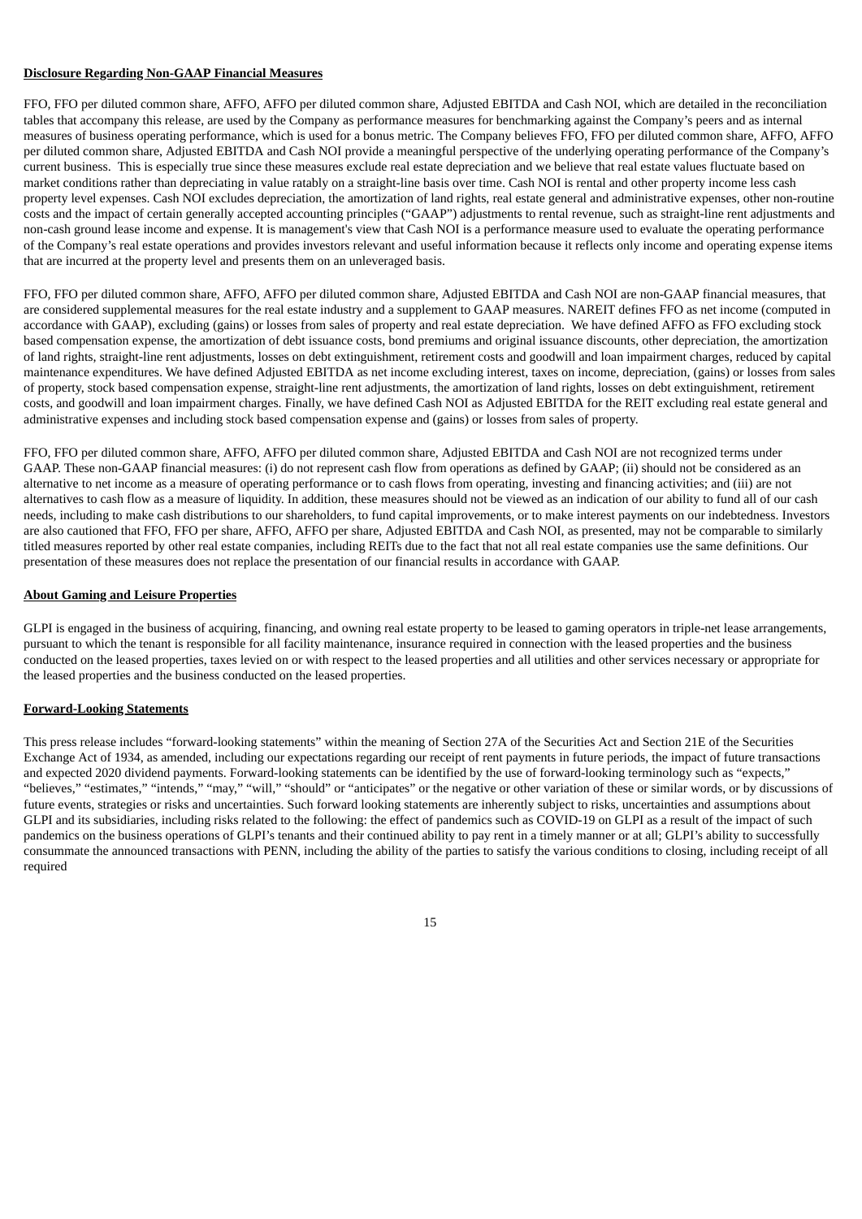**Disclosure Regarding Non-GAAP Financial Measures**

FFO, FFO per diluted common share, AFFO, AFFO per diluted common share, Adjusted EBITDA and Cash NOI, which are detailed in the reconciliation tables that accompany this release, are used by the Company as performance measures for benchmarking against the Company's peers and as internal measures of business operating performance, which is used for a bonus metric. The Company believes FFO, FFO per diluted common share, AFFO, AFFO per diluted common share, Adjusted EBITDA and Cash NOI provide a meaningful perspective of the underlying operating performance of the Company's current business. This is especially true since these measures exclude real estate depreciation and we believe that real estate values fluctuate based on market conditions rather than depreciating in value ratably on a straight-line basis over time. Cash NOI is rental and other property income less cash property level expenses. Cash NOI excludes depreciation, the amortization of land rights, real estate general and administrative expenses, other non-routine costs and the impact of certain generally accepted accounting principles ("GAAP") adjustments to rental revenue, such as straight-line rent adjustments and non-cash ground lease income and expense. It is management's view that Cash NOI is a performance measure used to evaluate the operating performance of the Company's real estate operations and provides investors relevant and useful information because it reflects only income and operating expense items that are incurred at the property level and presents them on an unleveraged basis.

FFO, FFO per diluted common share, AFFO, AFFO per diluted common share, Adjusted EBITDA and Cash NOI are non-GAAP financial measures, that are considered supplemental measures for the real estate industry and a supplement to GAAP measures. NAREIT defines FFO as net income (computed in accordance with GAAP), excluding (gains) or losses from sales of property and real estate depreciation. We have defined AFFO as FFO excluding stock based compensation expense, the amortization of debt issuance costs, bond premiums and original issuance discounts, other depreciation, the amortization of land rights, straight-line rent adjustments, losses on debt extinguishment, retirement costs and goodwill and loan impairment charges, reduced by capital maintenance expenditures. We have defined Adjusted EBITDA as net income excluding interest, taxes on income, depreciation, (gains) or losses from sales of property, stock based compensation expense, straight-line rent adjustments, the amortization of land rights, losses on debt extinguishment, retirement costs, and goodwill and loan impairment charges. Finally, we have defined Cash NOI as Adjusted EBITDA for the REIT excluding real estate general and administrative expenses and including stock based compensation expense and (gains) or losses from sales of property.

FFO, FFO per diluted common share, AFFO, AFFO per diluted common share, Adjusted EBITDA and Cash NOI are not recognized terms under GAAP. These non-GAAP financial measures: (i) do not represent cash flow from operations as defined by GAAP; (ii) should not be considered as an alternative to net income as a measure of operating performance or to cash flows from operating, investing and financing activities; and (iii) are not alternatives to cash flow as a measure of liquidity. In addition, these measures should not be viewed as an indication of our ability to fund all of our cash needs, including to make cash distributions to our shareholders, to fund capital improvements, or to make interest payments on our indebtedness. Investors are also cautioned that FFO, FFO per share, AFFO, AFFO per share, Adjusted EBITDA and Cash NOI, as presented, may not be comparable to similarly titled measures reported by other real estate companies, including REITs due to the fact that not all real estate companies use the same definitions. Our presentation of these measures does not replace the presentation of our financial results in accordance with GAAP.

**About Gaming and Leisure Properties**

GLPI is engaged in the business of acquiring, financing, and owning real estate property to be leased to gaming operators in triple-net lease arrangements, pursuant to which the tenant is responsible for all facility maintenance, insurance required in connection with the leased properties and the business conducted on the leased properties, taxes levied on or with respect to the leased properties and all utilities and other services necessary or appropriate for the leased properties and the business conducted on the leased properties.

**Forward-Looking Statements**

This press release includes "forward-looking statements" within the meaning of Section 27A of the Securities Act and Section 21E of the Securities Exchange Act of 1934, as amended, including our expectations regarding our receipt of rent payments in future periods, the impact of future transactions and expected 2020 dividend payments. Forward-looking statements can be identified by the use of forward-looking terminology such as "expects," "believes," "estimates," "intends," "may," "will," "should" or "anticipates" or the negative or other variation of these or similar words, or by discussions of future events, strategies or risks and uncertainties. Such forward looking statements are inherently subject to risks, uncertainties and assumptions about GLPI and its subsidiaries, including risks related to the following: the effect of pandemics such as COVID-19 on GLPI as a result of the impact of such pandemics on the business operations of GLPI's tenants and their continued ability to pay rent in a timely manner or at all; GLPI's ability to successfully consummate the announced transactions with PENN, including the ability of the parties to satisfy the various conditions to closing, including receipt of all required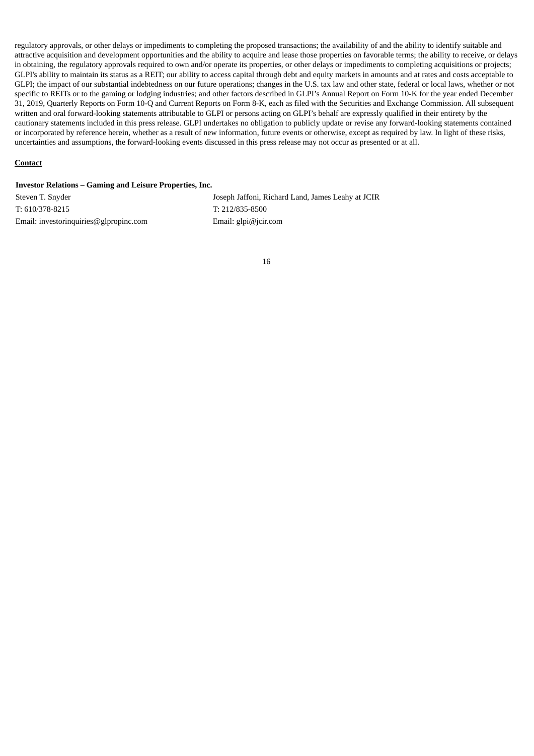regulatory approvals, or other delays or impediments to completing the proposed transactions; the availability of and the ability to identify suitable and attractive acquisition and development opportunities and the ability to acquire and lease those properties on favorable terms; the ability to receive, or delays in obtaining, the regulatory approvals required to own and/or operate its properties, or other delays or impediments to completing acquisitions or projects; GLPI's ability to maintain its status as a REIT; our ability to access capital through debt and equity markets in amounts and at rates and costs acceptable to GLPI; the impact of our substantial indebtedness on our future operations; changes in the U.S. tax law and other state, federal or local laws, whether or not specific to REITs or to the gaming or lodging industries; and other factors described in GLPI's Annual Report on Form 10-K for the year ended December 31, 2019, Quarterly Reports on Form 10-Q and Current Reports on Form 8-K, each as filed with the Securities and Exchange Commission. All subsequent written and oral forward-looking statements attributable to GLPI or persons acting on GLPI's behalf are expressly qualified in their entirety by the cautionary statements included in this press release. GLPI undertakes no obligation to publicly update or revise any forward-looking statements contained or incorporated by reference herein, whether as a result of new information, future events or otherwise, except as required by law. In light of these risks, uncertainties and assumptions, the forward-looking events discussed in this press release may not occur as presented or at all.

**Contact**

**Investor Relations – Gaming and Leisure Properties, Inc.**

| | |
|---|---|
| Steven T. Snyder | Joseph Jaffoni, Richard Land, James Leahy at JCIR |
| T: 610/378-8215 | T: 212/835-8500 |
| Email: investorinquiries@glpropinc.com | Email: glpi@jcir.com |